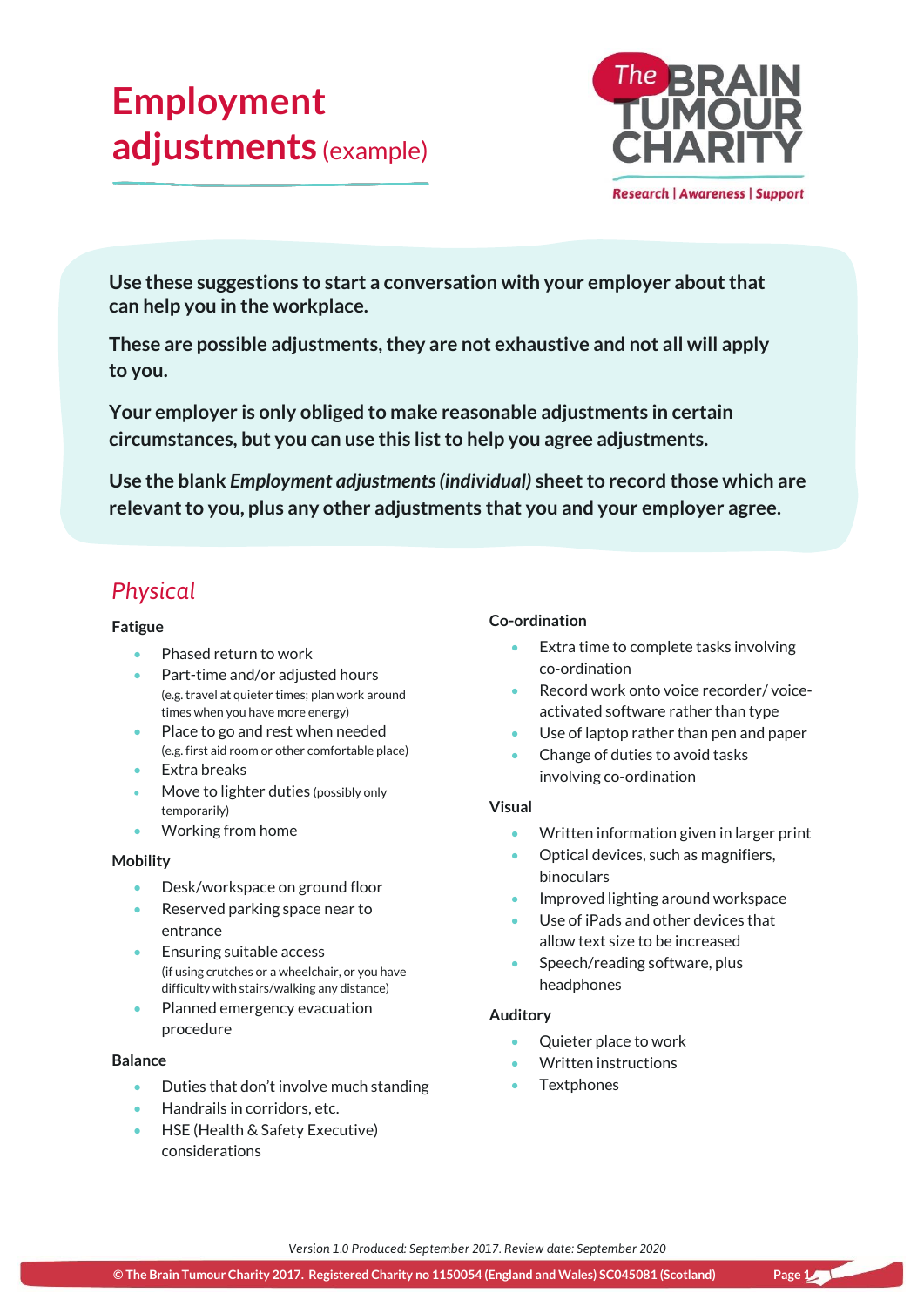# Employment adjustments (example)

**Use these suggestions to start a conversation with your employer about that can help you in the workplace.**

**These are possible adjustments, they are not exhaustive and not all will apply to you.**

**Your employer is only obliged to make reasonable adjustments in certain circumstances, but you can use this list to help you agree adjustments.**

**Use the blank *Employment adjustments (individual)* sheet to record those which are relevant to you, plus any other adjustments that you and your employer agree.**

## *Physical*

### Fatigue

- Phased return to work
- Part-time and/or adjusted hours (e.g. travel at quieter times; plan work around times when you have more energy)
- Place to go and rest when needed (e.g. first aid room or other comfortable place)
- Extra breaks
- Move to lighter duties (possibly only temporarily)
- Working from home

### Mobility

- Desk/workspace on ground floor
- Reserved parking space near to entrance
- Ensuring suitable access (if using crutches or a wheelchair, or you have difficulty with stairs/walking any distance)
- Planned emergency evacuation procedure

### Balance

- Duties that don't involve much standing
- Handrails in corridors, etc.
- HSE (Health & Safety Executive) considerations

### Co-ordination

- Extra time to complete tasks involving co-ordination
- Record work onto voice recorder/ voice-activated software rather than type
- Use of laptop rather than pen and paper
- Change of duties to avoid tasks involving co-ordination

### Visual

- Written information given in larger print
- Optical devices, such as magnifiers, binoculars
- Improved lighting around workspace
- Use of iPads and other devices that allow text size to be increased
- Speech/reading software, plus headphones

### Auditory

- Quieter place to work
- Written instructions
- Textphones

*Version 1.0 Produced: September 2017. Review date: September 2020*

© The Brain Tumour Charity 2017. Registered Charity no 1150054 (England and Wales) SC045081 (Scotland)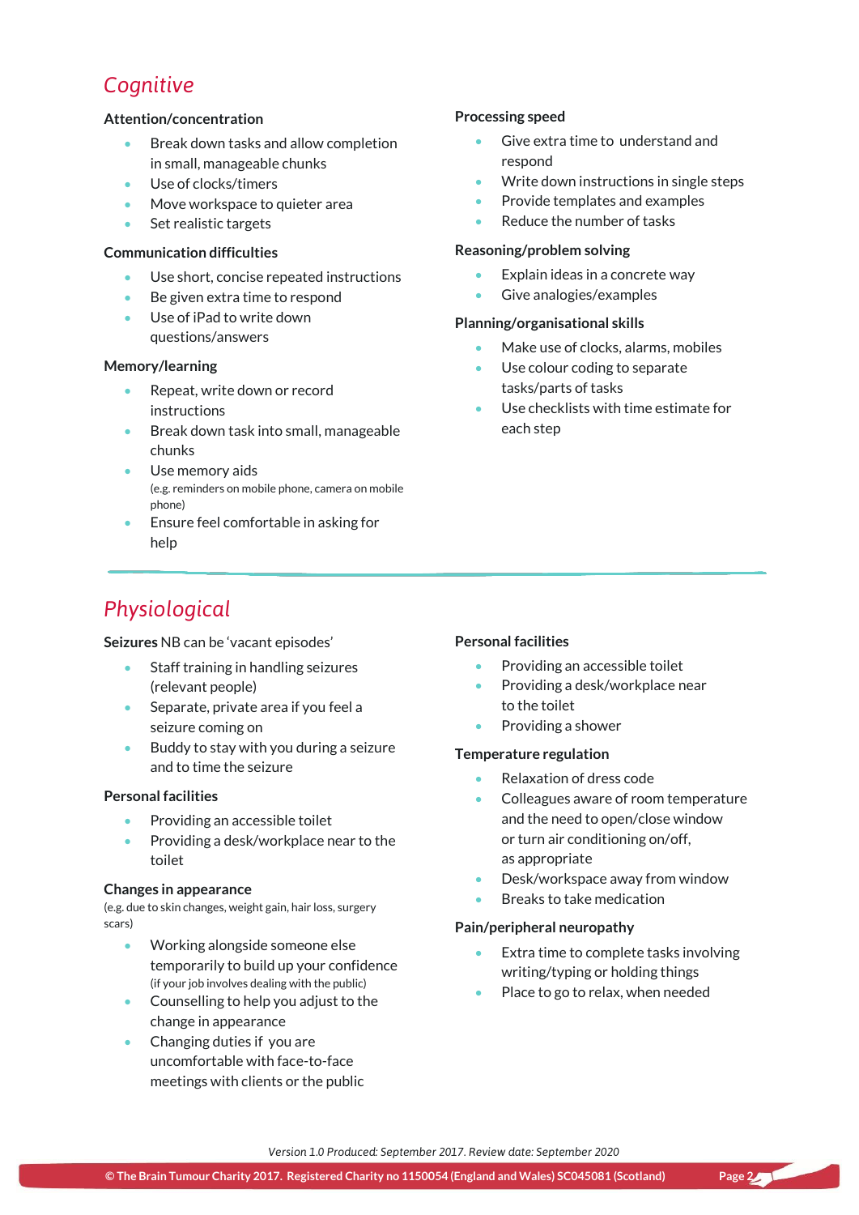## Cognitive

### Attention/concentration

- Break down tasks and allow completion in small, manageable chunks
- Use of clocks/timers
- Move workspace to quieter area
- Set realistic targets

### Communication difficulties

- Use short, concise repeated instructions
- Be given extra time to respond
- Use of iPad to write down questions/answers

### Memory/learning

- Repeat, write down or record instructions
- Break down task into small, manageable chunks
- Use memory aids (e.g. reminders on mobile phone, camera on mobile phone)
- Ensure feel comfortable in asking for help

### Processing speed

- Give extra time to understand and respond
- Write down instructions in single steps
- Provide templates and examples
- Reduce the number of tasks

### Reasoning/problem solving

- Explain ideas in a concrete way
- Give analogies/examples

### Planning/organisational skills

- Make use of clocks, alarms, mobiles
- Use colour coding to separate tasks/parts of tasks
- Use checklists with time estimate for each step

## Physiological

### Seizures NB can be 'vacant episodes'

- Staff training in handling seizures (relevant people)
- Separate, private area if you feel a seizure coming on
- Buddy to stay with you during a seizure and to time the seizure

### Personal facilities

- Providing an accessible toilet
- Providing a desk/workplace near to the toilet

### Changes in appearance

(e.g. due to skin changes, weight gain, hair loss, surgery scars)

- Working alongside someone else temporarily to build up your confidence (if your job involves dealing with the public)
- Counselling to help you adjust to the change in appearance
- Changing duties if you are uncomfortable with face-to-face meetings with clients or the public

### Personal facilities

- Providing an accessible toilet
- Providing a desk/workplace near to the toilet
- Providing a shower

### Temperature regulation

- Relaxation of dress code
- Colleagues aware of room temperature and the need to open/close window or turn air conditioning on/off, as appropriate
- Desk/workspace away from window
- Breaks to take medication

### Pain/peripheral neuropathy

- Extra time to complete tasks involving writing/typing or holding things
- Place to go to relax, when needed

*Version 1.0 Produced: September 2017. Review date: September 2020*

**© The Brain Tumour Charity 2017. Registered Charity no 1150054 (England and Wales) SC045081 (Scotland)**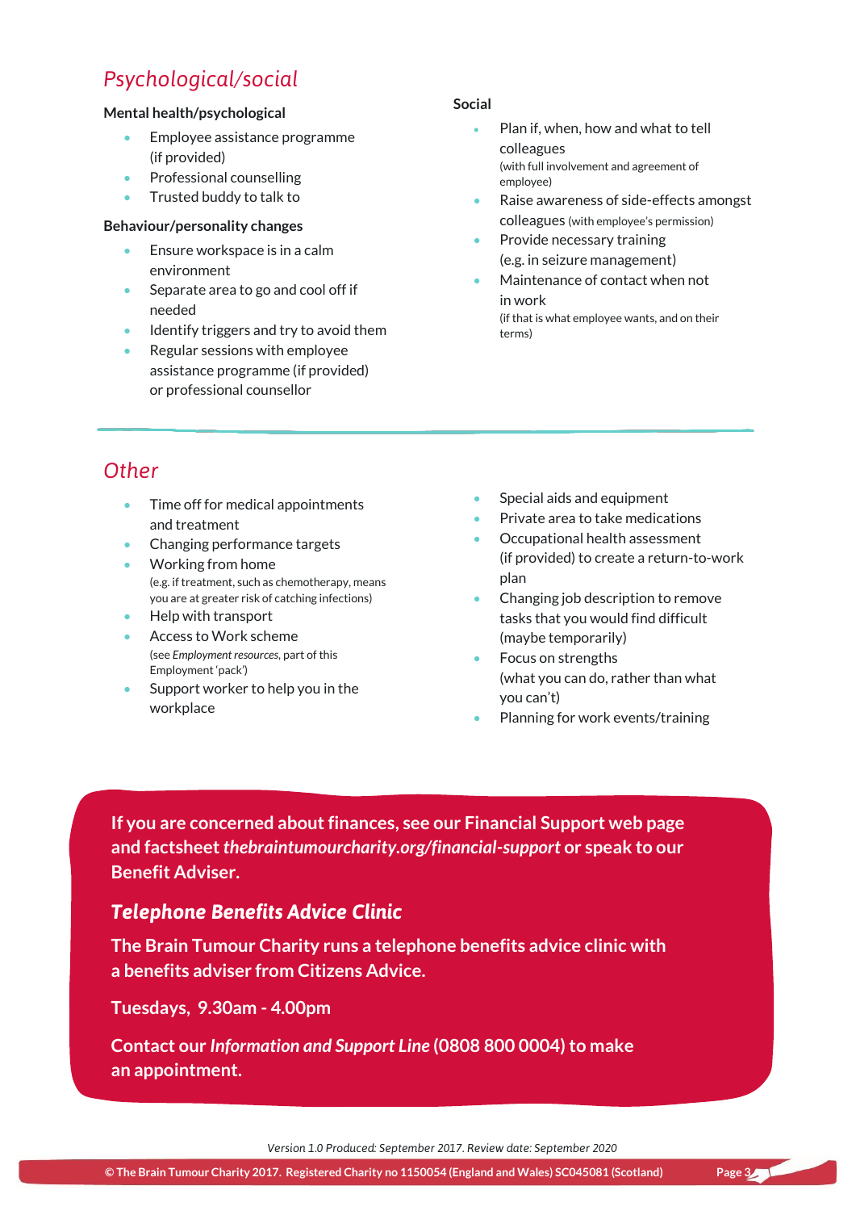## Psychological/social

**Mental health/psychological**

- Employee assistance programme (if provided)
- Professional counselling
- Trusted buddy to talk to

**Behaviour/personality changes**

- Ensure workspace is in a calm environment
- Separate area to go and cool off if needed
- Identify triggers and try to avoid them
- Regular sessions with employee assistance programme (if provided) or professional counsellor

**Social**

- Plan if, when, how and what to tell colleagues (with full involvement and agreement of employee)
- Raise awareness of side-effects amongst colleagues (with employee's permission)
- Provide necessary training (e.g. in seizure management)
- Maintenance of contact when not in work (if that is what employee wants, and on their terms)

## Other

- Time off for medical appointments and treatment
- Changing performance targets
- Working from home (e.g. if treatment, such as chemotherapy, means you are at greater risk of catching infections)
- Help with transport
- Access to Work scheme (see *Employment resources*, part of this Employment 'pack')
- Support worker to help you in the workplace
- Special aids and equipment
- Private area to take medications
- Occupational health assessment (if provided) to create a return-to-work plan
- Changing job description to remove tasks that you would find difficult (maybe temporarily)
- Focus on strengths (what you can do, rather than what you can't)
- Planning for work events/training

**If you are concerned about finances, see our Financial Support web page and factsheet *thebraintumourcharity.org/financial-support* or speak to our Benefit Adviser.**

### *Telephone Benefits Advice Clinic*

**The Brain Tumour Charity runs a telephone benefits advice clinic with a benefits adviser from Citizens Advice.**

**Tuesdays, 9.30am - 4.00pm**

**Contact our *Information and Support Line* (0808 800 0004) to make an appointment.**

*Version 1.0 Produced: September 2017. Review date: September 2020*

© The Brain Tumour Charity 2017. Registered Charity no 1150054 (England and Wales) SC045081 (Scotland)